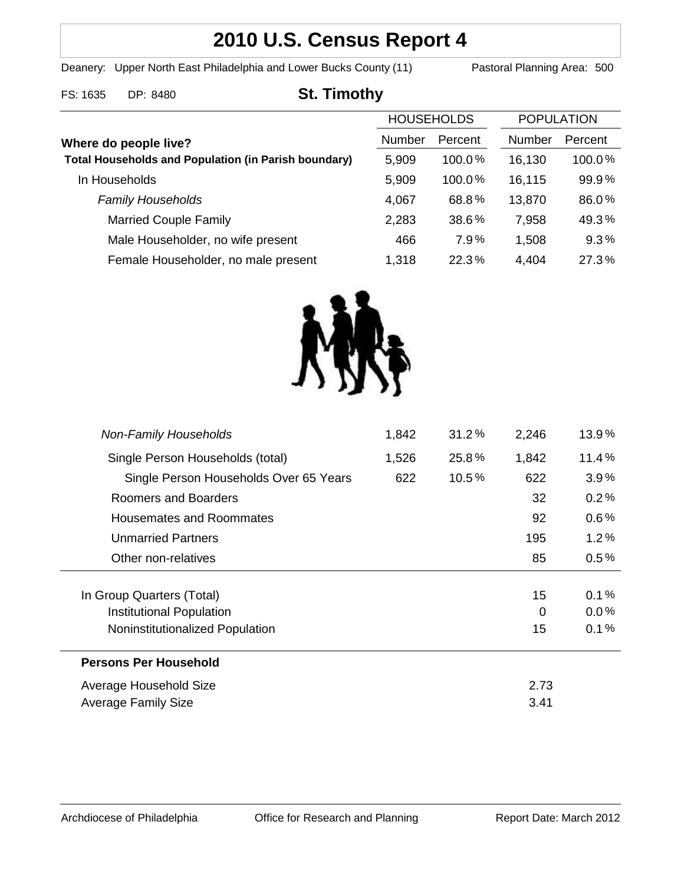# 2010 U.S. Census Report 4

Deanery: Upper North East Philadelphia and Lower Bucks County (11) Pastoral Planning Area: 500

FS: 1635 DP: 8480

## St. Timothy

| Where do people live? | HOUSEHOLDS Number | HOUSEHOLDS Percent | POPULATION Number | POPULATION Percent |
|---|---|---|---|---|
| **Total Households and Population (in Parish boundary)** | 5,909 | 100.0% | 16,130 | 100.0% |
| In Households | 5,909 | 100.0% | 16,115 | 99.9% |
| *Family Households* | 4,067 | 68.8% | 13,870 | 86.0% |
| Married Couple Family | 2,283 | 38.6% | 7,958 | 49.3% |
| Male Householder, no wife present | 466 | 7.9% | 1,508 | 9.3% |
| Female Householder, no male present | 1,318 | 22.3% | 4,404 | 27.3% |
| *Non-Family Households* | 1,842 | 31.2% | 2,246 | 13.9% |
| Single Person Households (total) | 1,526 | 25.8% | 1,842 | 11.4% |
| Single Person Households Over 65 Years | 622 | 10.5% | 622 | 3.9% |
| Roomers and Boarders | | | 32 | 0.2% |
| Housemates and Roommates | | | 92 | 0.6% |
| Unmarried Partners | | | 195 | 1.2% |
| Other non-relatives | | | 85 | 0.5% |
| In Group Quarters (Total) | | | 15 | 0.1% |
| Institutional Population | | | 0 | 0.0% |
| Noninstitutionalized Population | | | 15 | 0.1% |

**Persons Per Household**

| | |
|---|---|
| Average Household Size | 2.73 |
| Average Family Size | 3.41 |

Archdiocese of Philadelphia Office for Research and Planning Report Date: March 2012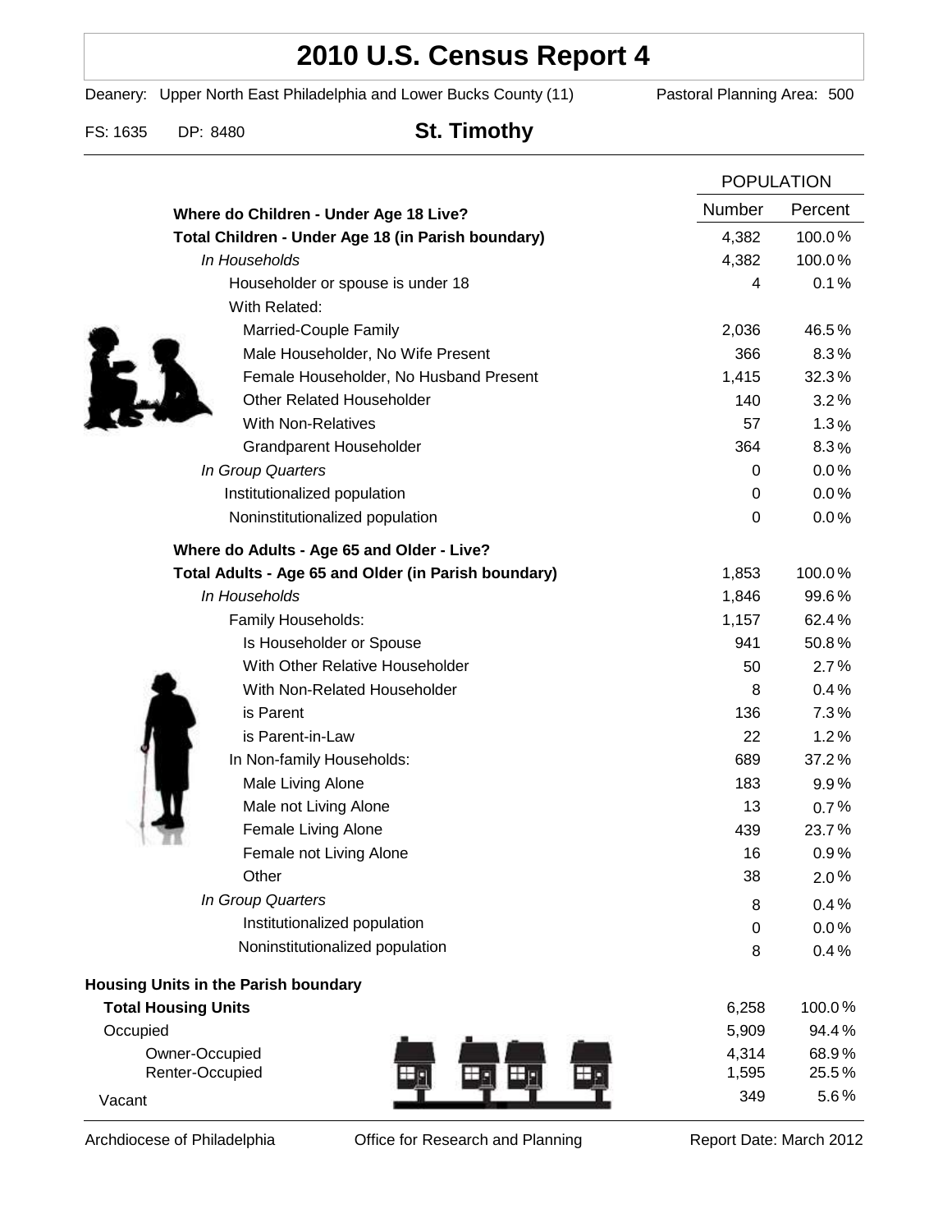# 2010 U.S. Census Report 4

Deanery: Upper North East Philadelphia and Lower Bucks County (11) Pastoral Planning Area: 500

FS: 1635 DP: 8480

## St. Timothy

| | POPULATION | |
|---|---|---|
| **Where do Children - Under Age 18 Live?** | Number | Percent |
| **Total Children - Under Age 18 (in Parish boundary)** | 4,382 | 100.0 % |
| *In Households* | 4,382 | 100.0 % |
| Householder or spouse is under 18 | 4 | 0.1 % |
| With Related: | | |
| Married-Couple Family | 2,036 | 46.5 % |
| Male Householder, No Wife Present | 366 | 8.3 % |
| Female Householder, No Husband Present | 1,415 | 32.3 % |
| Other Related Householder | 140 | 3.2 % |
| With Non-Relatives | 57 | 1.3 % |
| Grandparent Householder | 364 | 8.3 % |
| *In Group Quarters* | 0 | 0.0 % |
| Institutionalized population | 0 | 0.0 % |
| Noninstitutionalized population | 0 | 0.0 % |
| **Where do Adults - Age 65 and Older - Live?** | | |
| **Total Adults - Age 65 and Older (in Parish boundary)** | 1,853 | 100.0 % |
| *In Households* | 1,846 | 99.6 % |
| Family Households: | 1,157 | 62.4 % |
| Is Householder or Spouse | 941 | 50.8 % |
| With Other Relative Householder | 50 | 2.7 % |
| With Non-Related Householder | 8 | 0.4 % |
| is Parent | 136 | 7.3 % |
| is Parent-in-Law | 22 | 1.2 % |
| In Non-family Households: | 689 | 37.2 % |
| Male Living Alone | 183 | 9.9 % |
| Male not Living Alone | 13 | 0.7 % |
| Female Living Alone | 439 | 23.7 % |
| Female not Living Alone | 16 | 0.9 % |
| Other | 38 | 2.0 % |
| *In Group Quarters* | 8 | 0.4 % |
| Institutionalized population | 0 | 0.0 % |
| Noninstitutionalized population | 8 | 0.4 % |
| **Housing Units in the Parish boundary** | | |
| **Total Housing Units** | 6,258 | 100.0 % |
| Occupied | 5,909 | 94.4 % |
| Owner-Occupied | 4,314 | 68.9 % |
| Renter-Occupied | 1,595 | 25.5 % |
| Vacant | 349 | 5.6 % |

Archdiocese of Philadelphia Office for Research and Planning Report Date: March 2012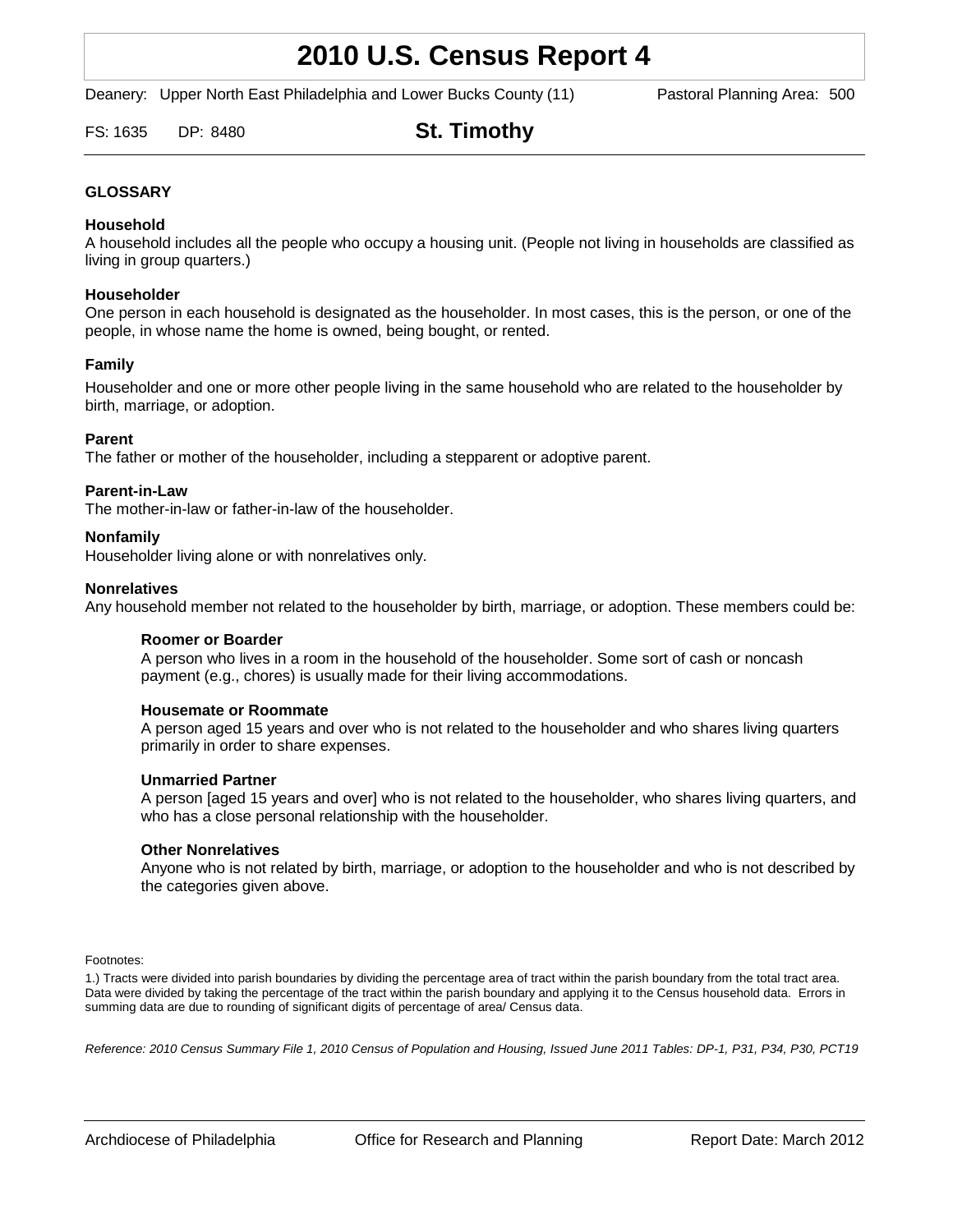# 2010 U.S. Census Report 4

Deanery: Upper North East Philadelphia and Lower Bucks County (11) Pastoral Planning Area: 500

FS: 1635 DP: 8480

## St. Timothy

### GLOSSARY

**Household**
A household includes all the people who occupy a housing unit. (People not living in households are classified as living in group quarters.)

**Householder**
One person in each household is designated as the householder. In most cases, this is the person, or one of the people, in whose name the home is owned, being bought, or rented.

**Family**

Householder and one or more other people living in the same household who are related to the householder by birth, marriage, or adoption.

**Parent**
The father or mother of the householder, including a stepparent or adoptive parent.

**Parent-in-Law**
The mother-in-law or father-in-law of the householder.

**Nonfamily**
Householder living alone or with nonrelatives only.

**Nonrelatives**
Any household member not related to the householder by birth, marriage, or adoption. These members could be:

**Roomer or Boarder**
A person who lives in a room in the household of the householder. Some sort of cash or noncash payment (e.g., chores) is usually made for their living accommodations.

**Housemate or Roommate**
A person aged 15 years and over who is not related to the householder and who shares living quarters primarily in order to share expenses.

**Unmarried Partner**
A person [aged 15 years and over] who is not related to the householder, who shares living quarters, and who has a close personal relationship with the householder.

**Other Nonrelatives**
Anyone who is not related by birth, marriage, or adoption to the householder and who is not described by the categories given above.

Footnotes:

1.) Tracts were divided into parish boundaries by dividing the percentage area of tract within the parish boundary from the total tract area. Data were divided by taking the percentage of the tract within the parish boundary and applying it to the Census household data. Errors in summing data are due to rounding of significant digits of percentage of area/ Census data.

*Reference: 2010 Census Summary File 1, 2010 Census of Population and Housing, Issued June 2011 Tables: DP-1, P31, P34, P30, PCT19*

Archdiocese of Philadelphia Office for Research and Planning Report Date: March 2012